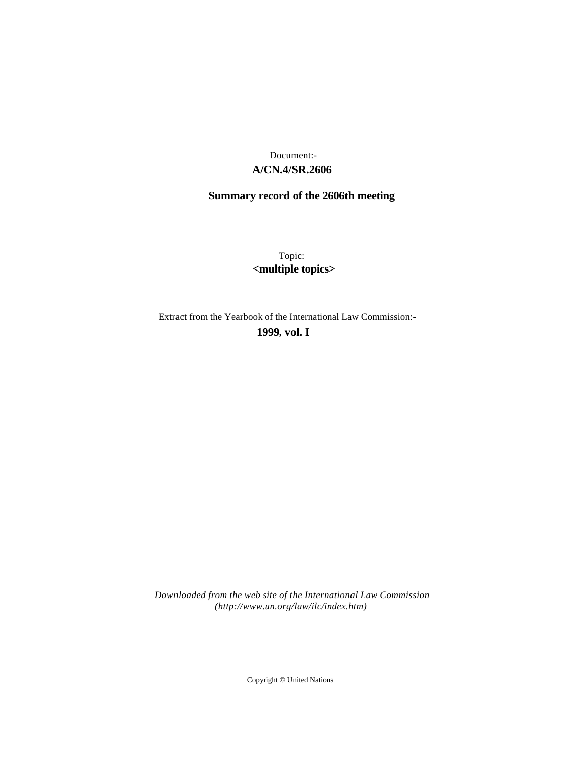Document:-

**A/CN.4/SR.2606**

**Summary record of the 2606th meeting**

Topic:

**<multiple topics>**

Extract from the Yearbook of the International Law Commission:-

**1999, vol. I**

*Downloaded from the web site of the International Law Commission (http://www.un.org/law/ilc/index.htm)*

Copyright © United Nations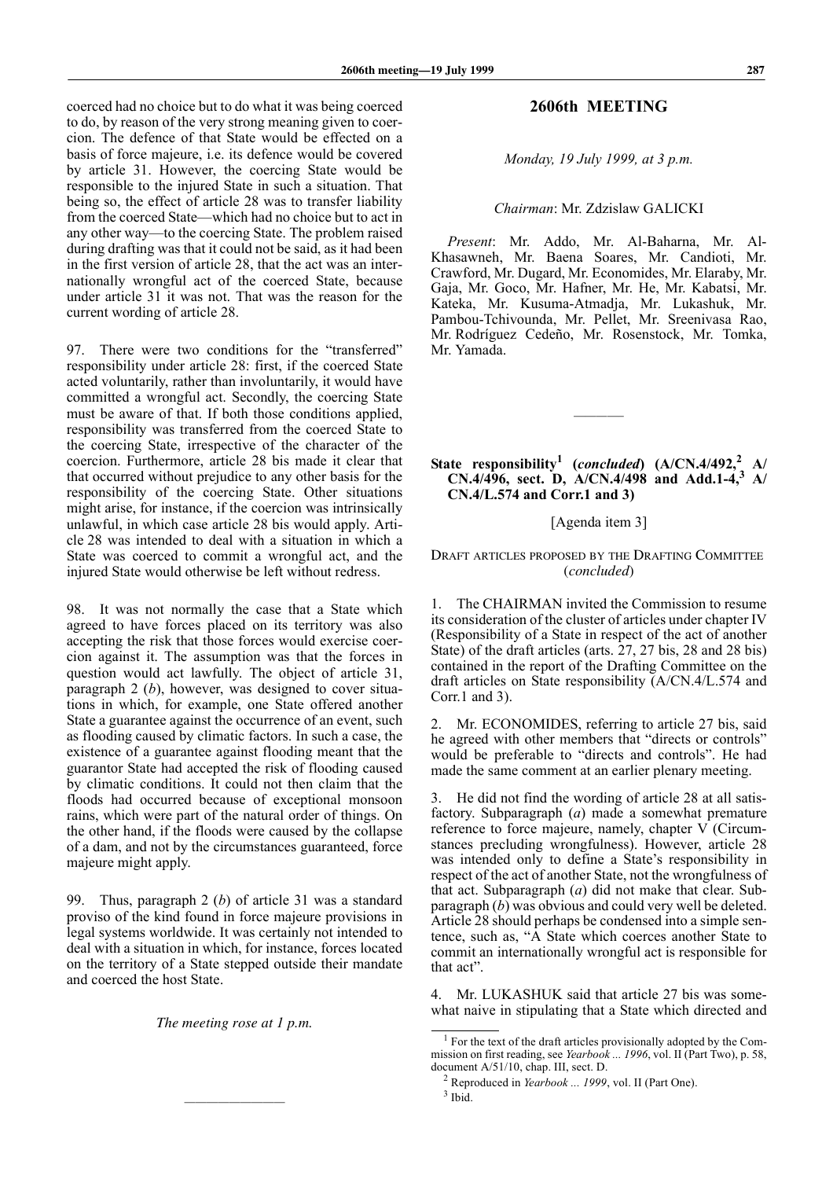coerced had no choice but to do what it was being coerced to do, by reason of the very strong meaning given to coercion. The defence of that State would be effected on a basis of force majeure, i.e. its defence would be covered by article 31. However, the coercing State would be responsible to the injured State in such a situation. That being so, the effect of article 28 was to transfer liability from the coerced State—which had no choice but to act in any other way—to the coercing State. The problem raised during drafting was that it could not be said, as it had been in the first version of article 28, that the act was an internationally wrongful act of the coerced State, because under article 31 it was not. That was the reason for the current wording of article 28.

97. There were two conditions for the "transferred" responsibility under article 28: first, if the coerced State acted voluntarily, rather than involuntarily, it would have committed a wrongful act. Secondly, the coercing State must be aware of that. If both those conditions applied, responsibility was transferred from the coerced State to the coercing State, irrespective of the character of the coercion. Furthermore, article 28 bis made it clear that that occurred without prejudice to any other basis for the responsibility of the coercing State. Other situations might arise, for instance, if the coercion was intrinsically unlawful, in which case article 28 bis would apply. Article 28 was intended to deal with a situation in which a State was coerced to commit a wrongful act, and the injured State would otherwise be left without redress.

98. It was not normally the case that a State which agreed to have forces placed on its territory was also accepting the risk that those forces would exercise coercion against it. The assumption was that the forces in question would act lawfully. The object of article 31, paragraph 2 (*b*), however, was designed to cover situations in which, for example, one State offered another State a guarantee against the occurrence of an event, such as flooding caused by climatic factors. In such a case, the existence of a guarantee against flooding meant that the guarantor State had accepted the risk of flooding caused by climatic conditions. It could not then claim that the floods had occurred because of exceptional monsoon rains, which were part of the natural order of things. On the other hand, if the floods were caused by the collapse of a dam, and not by the circumstances guaranteed, force majeure might apply.

99. Thus, paragraph 2 (*b*) of article 31 was a standard proviso of the kind found in force majeure provisions in legal systems worldwide. It was certainly not intended to deal with a situation in which, for instance, forces located on the territory of a State stepped outside their mandate and coerced the host State.

*The meeting rose at 1 p.m.*

---

## 2606th MEETING

*Monday, 19 July 1999, at 3 p.m.*

*Chairman*: Mr. Zdzislaw GALICKI

*Present*: Mr. Addo, Mr. Al-Baharna, Mr. Al-Khasawneh, Mr. Baena Soares, Mr. Candioti, Mr. Crawford, Mr. Dugard, Mr. Economides, Mr. Elaraby, Mr. Gaja, Mr. Goco, Mr. Hafner, Mr. He, Mr. Kabatsi, Mr. Kateka, Mr. Kusuma-Atmadja, Mr. Lukashuk, Mr. Pambou-Tchivounda, Mr. Pellet, Mr. Sreenivasa Rao, Mr. Rodríguez Cedeño, Mr. Rosenstock, Mr. Tomka, Mr. Yamada.

---

### State responsibility[1] (*concluded*) (A/CN.4/492,[2] A/CN.4/496, sect. D, A/CN.4/498 and Add.1-4,[3] A/CN.4/L.574 and Corr.1 and 3)

[Agenda item 3]

DRAFT ARTICLES PROPOSED BY THE DRAFTING COMMITTEE (*concluded*)

1. The CHAIRMAN invited the Commission to resume its consideration of the cluster of articles under chapter IV (Responsibility of a State in respect of the act of another State) of the draft articles (arts. 27, 27 bis, 28 and 28 bis) contained in the report of the Drafting Committee on the draft articles on State responsibility (A/CN.4/L.574 and Corr.1 and 3).

2. Mr. ECONOMIDES, referring to article 27 bis, said he agreed with other members that "directs or controls" would be preferable to "directs and controls". He had made the same comment at an earlier plenary meeting.

3. He did not find the wording of article 28 at all satisfactory. Subparagraph (*a*) made a somewhat premature reference to force majeure, namely, chapter V (Circumstances precluding wrongfulness). However, article 28 was intended only to define a State's responsibility in respect of the act of another State, not the wrongfulness of that act. Subparagraph (*a*) did not make that clear. Subparagraph (*b*) was obvious and could very well be deleted. Article 28 should perhaps be condensed into a simple sentence, such as, "A State which coerces another State to commit an internationally wrongful act is responsible for that act".

4. Mr. LUKASHUK said that article 27 bis was somewhat naive in stipulating that a State which directed and

---

[1] For the text of the draft articles provisionally adopted by the Commission on first reading, see *Yearbook ... 1996*, vol. II (Part Two), p. 58, document A/51/10, chap. III, sect. D.

[2] Reproduced in *Yearbook ... 1999*, vol. II (Part One).

[3] Ibid.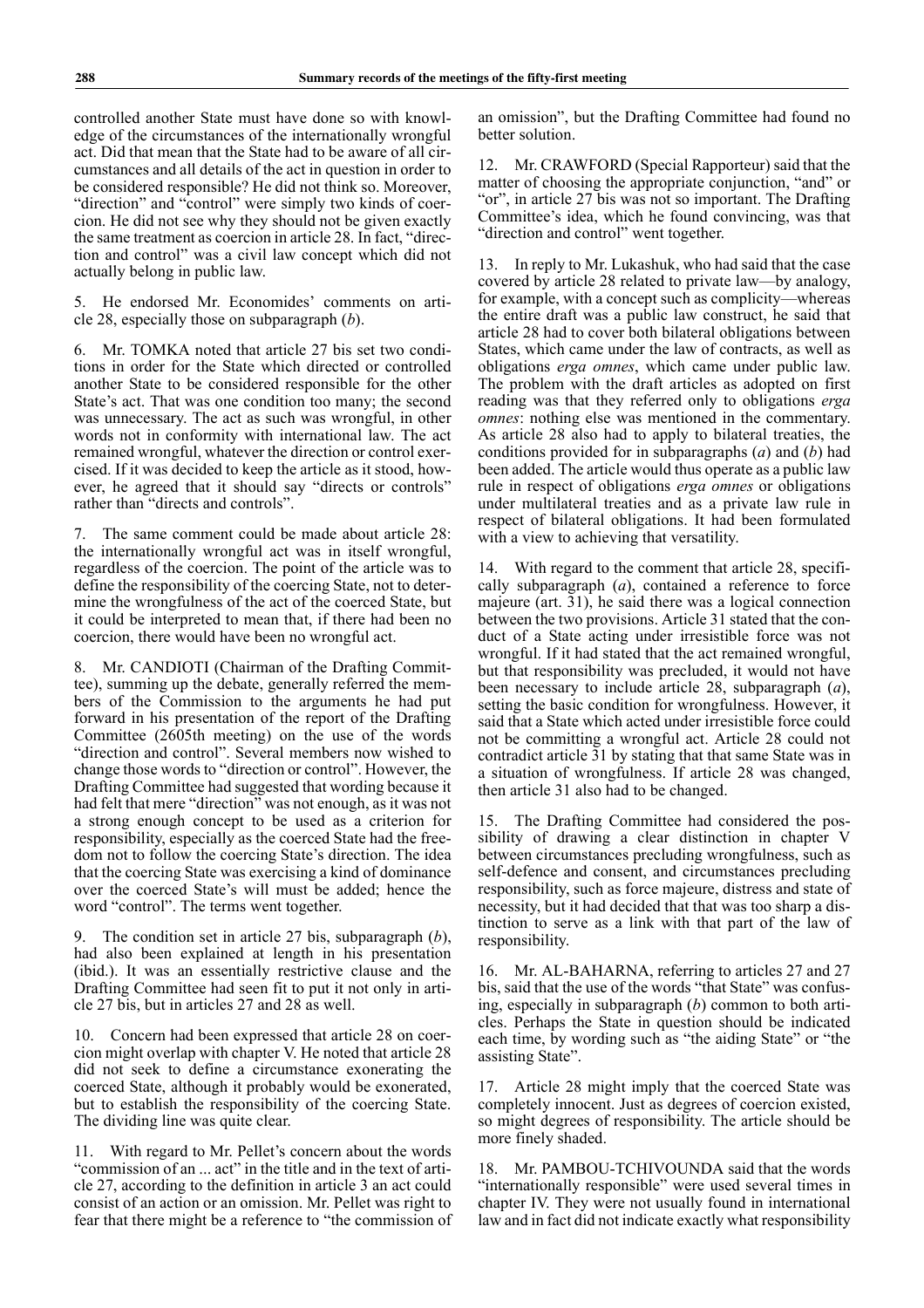controlled another State must have done so with knowledge of the circumstances of the internationally wrongful act. Did that mean that the State had to be aware of all circumstances and all details of the act in question in order to be considered responsible? He did not think so. Moreover, "direction" and "control" were simply two kinds of coercion. He did not see why they should not be given exactly the same treatment as coercion in article 28. In fact, "direction and control" was a civil law concept which did not actually belong in public law.

5. He endorsed Mr. Economides' comments on article 28, especially those on subparagraph (*b*).

6. Mr. TOMKA noted that article 27 bis set two conditions in order for the State which directed or controlled another State to be considered responsible for the other State's act. That was one condition too many; the second was unnecessary. The act as such was wrongful, in other words not in conformity with international law. The act remained wrongful, whatever the direction or control exercised. If it was decided to keep the article as it stood, however, he agreed that it should say "directs or controls" rather than "directs and controls".

7. The same comment could be made about article 28: the internationally wrongful act was in itself wrongful, regardless of the coercion. The point of the article was to define the responsibility of the coercing State, not to determine the wrongfulness of the act of the coerced State, but it could be interpreted to mean that, if there had been no coercion, there would have been no wrongful act.

8. Mr. CANDIOTI (Chairman of the Drafting Committee), summing up the debate, generally referred the members of the Commission to the arguments he had put forward in his presentation of the report of the Drafting Committee (2605th meeting) on the use of the words "direction and control". Several members now wished to change those words to "direction or control". However, the Drafting Committee had suggested that wording because it had felt that mere "direction" was not enough, as it was not a strong enough concept to be used as a criterion for responsibility, especially as the coerced State had the freedom not to follow the coercing State's direction. The idea that the coercing State was exercising a kind of dominance over the coerced State's will must be added; hence the word "control". The terms went together.

9. The condition set in article 27 bis, subparagraph (*b*), had also been explained at length in his presentation (ibid.). It was an essentially restrictive clause and the Drafting Committee had seen fit to put it not only in article 27 bis, but in articles 27 and 28 as well.

10. Concern had been expressed that article 28 on coercion might overlap with chapter V. He noted that article 28 did not seek to define a circumstance exonerating the coerced State, although it probably would be exonerated, but to establish the responsibility of the coercing State. The dividing line was quite clear.

11. With regard to Mr. Pellet's concern about the words "commission of an ... act" in the title and in the text of article 27, according to the definition in article 3 an act could consist of an action or an omission. Mr. Pellet was right to fear that there might be a reference to "the commission of an omission", but the Drafting Committee had found no better solution.

12. Mr. CRAWFORD (Special Rapporteur) said that the matter of choosing the appropriate conjunction, "and" or "or", in article 27 bis was not so important. The Drafting Committee's idea, which he found convincing, was that "direction and control" went together.

13. In reply to Mr. Lukashuk, who had said that the case covered by article 28 related to private law—by analogy, for example, with a concept such as complicity—whereas the entire draft was a public law construct, he said that article 28 had to cover both bilateral obligations between States, which came under the law of contracts, as well as obligations *erga omnes*, which came under public law. The problem with the draft articles as adopted on first reading was that they referred only to obligations *erga omnes*: nothing else was mentioned in the commentary. As article 28 also had to apply to bilateral treaties, the conditions provided for in subparagraphs (*a*) and (*b*) had been added. The article would thus operate as a public law rule in respect of obligations *erga omnes* or obligations under multilateral treaties and as a private law rule in respect of bilateral obligations. It had been formulated with a view to achieving that versatility.

14. With regard to the comment that article 28, specifically subparagraph (*a*), contained a reference to force majeure (art. 31), he said there was a logical connection between the two provisions. Article 31 stated that the conduct of a State acting under irresistible force was not wrongful. If it had stated that the act remained wrongful, but that responsibility was precluded, it would not have been necessary to include article 28, subparagraph (*a*), setting the basic condition for wrongfulness. However, it said that a State which acted under irresistible force could not be committing a wrongful act. Article 28 could not contradict article 31 by stating that that same State was in a situation of wrongfulness. If article 28 was changed, then article 31 also had to be changed.

15. The Drafting Committee had considered the possibility of drawing a clear distinction in chapter V between circumstances precluding wrongfulness, such as self-defence and consent, and circumstances precluding responsibility, such as force majeure, distress and state of necessity, but it had decided that that was too sharp a distinction to serve as a link with that part of the law of responsibility.

16. Mr. AL-BAHARNA, referring to articles 27 and 27 bis, said that the use of the words "that State" was confusing, especially in subparagraph (*b*) common to both articles. Perhaps the State in question should be indicated each time, by wording such as "the aiding State" or "the assisting State".

17. Article 28 might imply that the coerced State was completely innocent. Just as degrees of coercion existed, so might degrees of responsibility. The article should be more finely shaded.

18. Mr. PAMBOU-TCHIVOUNDA said that the words "internationally responsible" were used several times in chapter IV. They were not usually found in international law and in fact did not indicate exactly what responsibility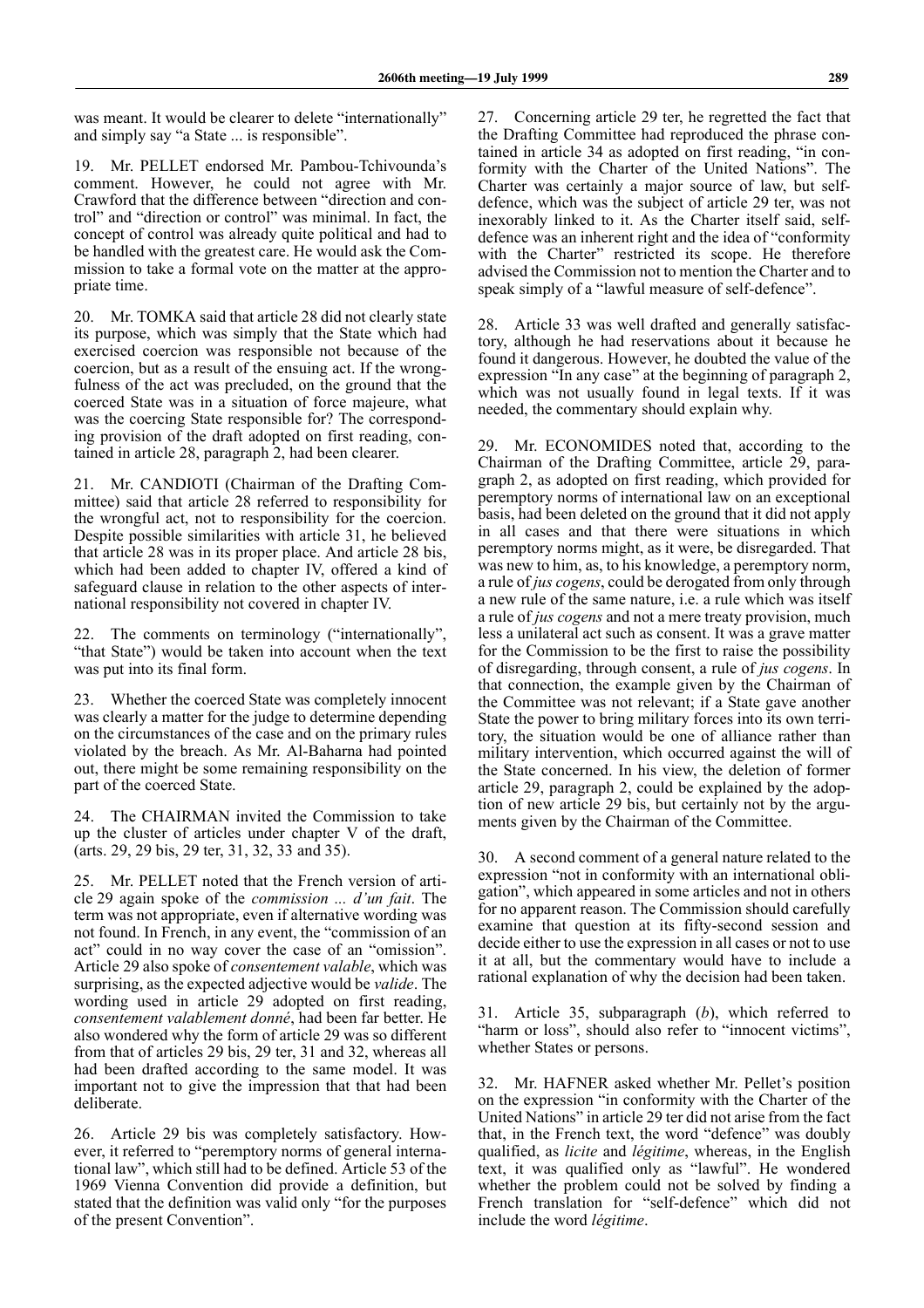was meant. It would be clearer to delete "internationally" and simply say "a State ... is responsible".

19. Mr. PELLET endorsed Mr. Pambou-Tchivounda's comment. However, he could not agree with Mr. Crawford that the difference between "direction and control" and "direction or control" was minimal. In fact, the concept of control was already quite political and had to be handled with the greatest care. He would ask the Commission to take a formal vote on the matter at the appropriate time.

20. Mr. TOMKA said that article 28 did not clearly state its purpose, which was simply that the State which had exercised coercion was responsible not because of the coercion, but as a result of the ensuing act. If the wrongfulness of the act was precluded, on the ground that the coerced State was in a situation of force majeure, what was the coercing State responsible for? The corresponding provision of the draft adopted on first reading, contained in article 28, paragraph 2, had been clearer.

21. Mr. CANDIOTI (Chairman of the Drafting Committee) said that article 28 referred to responsibility for the wrongful act, not to responsibility for the coercion. Despite possible similarities with article 31, he believed that article 28 was in its proper place. And article 28 bis, which had been added to chapter IV, offered a kind of safeguard clause in relation to the other aspects of international responsibility not covered in chapter IV.

22. The comments on terminology ("internationally", "that State") would be taken into account when the text was put into its final form.

23. Whether the coerced State was completely innocent was clearly a matter for the judge to determine depending on the circumstances of the case and on the primary rules violated by the breach. As Mr. Al-Baharna had pointed out, there might be some remaining responsibility on the part of the coerced State.

24. The CHAIRMAN invited the Commission to take up the cluster of articles under chapter V of the draft, (arts. 29, 29 bis, 29 ter, 31, 32, 33 and 35).

25. Mr. PELLET noted that the French version of article 29 again spoke of the *commission ... d'un fait*. The term was not appropriate, even if alternative wording was not found. In French, in any event, the "commission of an act" could in no way cover the case of an "omission". Article 29 also spoke of *consentement valable*, which was surprising, as the expected adjective would be *valide*. The wording used in article 29 adopted on first reading, *consentement valablement donné*, had been far better. He also wondered why the form of article 29 was so different from that of articles 29 bis, 29 ter, 31 and 32, whereas all had been drafted according to the same model. It was important not to give the impression that that had been deliberate.

26. Article 29 bis was completely satisfactory. However, it referred to "peremptory norms of general international law", which still had to be defined. Article 53 of the 1969 Vienna Convention did provide a definition, but stated that the definition was valid only "for the purposes of the present Convention".

27. Concerning article 29 ter, he regretted the fact that the Drafting Committee had reproduced the phrase contained in article 34 as adopted on first reading, "in conformity with the Charter of the United Nations". The Charter was certainly a major source of law, but self-defence, which was the subject of article 29 ter, was not inexorably linked to it. As the Charter itself said, self-defence was an inherent right and the idea of "conformity with the Charter" restricted its scope. He therefore advised the Commission not to mention the Charter and to speak simply of a "lawful measure of self-defence".

28. Article 33 was well drafted and generally satisfactory, although he had reservations about it because he found it dangerous. However, he doubted the value of the expression "In any case" at the beginning of paragraph 2, which was not usually found in legal texts. If it was needed, the commentary should explain why.

29. Mr. ECONOMIDES noted that, according to the Chairman of the Drafting Committee, article 29, paragraph 2, as adopted on first reading, which provided for peremptory norms of international law on an exceptional basis, had been deleted on the ground that it did not apply in all cases and that there were situations in which peremptory norms might, as it were, be disregarded. That was new to him, as, to his knowledge, a peremptory norm, a rule of *jus cogens*, could be derogated from only through a new rule of the same nature, i.e. a rule which was itself a rule of *jus cogens* and not a mere treaty provision, much less a unilateral act such as consent. It was a grave matter for the Commission to be the first to raise the possibility of disregarding, through consent, a rule of *jus cogens*. In that connection, the example given by the Chairman of the Committee was not relevant; if a State gave another State the power to bring military forces into its own territory, the situation would be one of alliance rather than military intervention, which occurred against the will of the State concerned. In his view, the deletion of former article 29, paragraph 2, could be explained by the adoption of new article 29 bis, but certainly not by the arguments given by the Chairman of the Committee.

30. A second comment of a general nature related to the expression "not in conformity with an international obligation", which appeared in some articles and not in others for no apparent reason. The Commission should carefully examine that question at its fifty-second session and decide either to use the expression in all cases or not to use it at all, but the commentary would have to include a rational explanation of why the decision had been taken.

31. Article 35, subparagraph (*b*), which referred to "harm or loss", should also refer to "innocent victims", whether States or persons.

32. Mr. HAFNER asked whether Mr. Pellet's position on the expression "in conformity with the Charter of the United Nations" in article 29 ter did not arise from the fact that, in the French text, the word "defence" was doubly qualified, as *licite* and *légitime*, whereas, in the English text, it was qualified only as "lawful". He wondered whether the problem could not be solved by finding a French translation for "self-defence" which did not include the word *légitime*.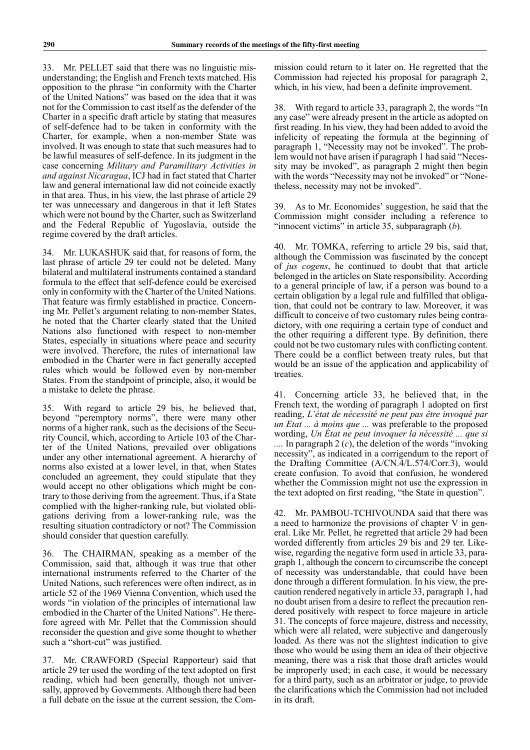33. Mr. PELLET said that there was no linguistic misunderstanding; the English and French texts matched. His opposition to the phrase "in conformity with the Charter of the United Nations" was based on the idea that it was not for the Commission to cast itself as the defender of the Charter in a specific draft article by stating that measures of self-defence had to be taken in conformity with the Charter, for example, when a non-member State was involved. It was enough to state that such measures had to be lawful measures of self-defence. In its judgment in the case concerning *Military and Paramilitary Activities in and against Nicaragua*, ICJ had in fact stated that Charter law and general international law did not coincide exactly in that area. Thus, in his view, the last phrase of article 29 ter was unnecessary and dangerous in that it left States which were not bound by the Charter, such as Switzerland and the Federal Republic of Yugoslavia, outside the regime covered by the draft articles.

34. Mr. LUKASHUK said that, for reasons of form, the last phrase of article 29 ter could not be deleted. Many bilateral and multilateral instruments contained a standard formula to the effect that self-defence could be exercised only in conformity with the Charter of the United Nations. That feature was firmly established in practice. Concerning Mr. Pellet's argument relating to non-member States, he noted that the Charter clearly stated that the United Nations also functioned with respect to non-member States, especially in situations where peace and security were involved. Therefore, the rules of international law embodied in the Charter were in fact generally accepted rules which would be followed even by non-member States. From the standpoint of principle, also, it would be a mistake to delete the phrase.

35. With regard to article 29 bis, he believed that, beyond "peremptory norms", there were many other norms of a higher rank, such as the decisions of the Security Council, which, according to Article 103 of the Charter of the United Nations, prevailed over obligations under any other international agreement. A hierarchy of norms also existed at a lower level, in that, when States concluded an agreement, they could stipulate that they would accept no other obligations which might be contrary to those deriving from the agreement. Thus, if a State complied with the higher-ranking rule, but violated obligations deriving from a lower-ranking rule, was the resulting situation contradictory or not? The Commission should consider that question carefully.

36. The CHAIRMAN, speaking as a member of the Commission, said that, although it was true that other international instruments referred to the Charter of the United Nations, such references were often indirect, as in article 52 of the 1969 Vienna Convention, which used the words "in violation of the principles of international law embodied in the Charter of the United Nations". He therefore agreed with Mr. Pellet that the Commission should reconsider the question and give some thought to whether such a "short-cut" was justified.

37. Mr. CRAWFORD (Special Rapporteur) said that article 29 ter used the wording of the text adopted on first reading, which had been generally, though not universally, approved by Governments. Although there had been a full debate on the issue at the current session, the Commission could return to it later on. He regretted that the Commission had rejected his proposal for paragraph 2, which, in his view, had been a definite improvement.

38. With regard to article 33, paragraph 2, the words "In any case" were already present in the article as adopted on first reading. In his view, they had been added to avoid the infelicity of repeating the formula at the beginning of paragraph 1, "Necessity may not be invoked". The problem would not have arisen if paragraph 1 had said "Necessity may be invoked", as paragraph 2 might then begin with the words "Necessity may not be invoked" or "Nonetheless, necessity may not be invoked".

39. As to Mr. Economides' suggestion, he said that the Commission might consider including a reference to "innocent victims" in article 35, subparagraph (*b*).

40. Mr. TOMKA, referring to article 29 bis, said that, although the Commission was fascinated by the concept of *jus cogens*, he continued to doubt that that article belonged in the articles on State responsibility. According to a general principle of law, if a person was bound to a certain obligation by a legal rule and fulfilled that obligation, that could not be contrary to law. Moreover, it was difficult to conceive of two customary rules being contradictory, with one requiring a certain type of conduct and the other requiring a different type. By definition, there could not be two customary rules with conflicting content. There could be a conflict between treaty rules, but that would be an issue of the application and applicability of treaties.

41. Concerning article 33, he believed that, in the French text, the wording of paragraph 1 adopted on first reading, *L'état de nécessité ne peut pas être invoqué par un Etat ... à moins que ...* was preferable to the proposed wording, *Un État ne peut invoquer la nécessité ... que si ...*. In paragraph 2 (*c*), the deletion of the words "invoking necessity", as indicated in a corrigendum to the report of the Drafting Committee (A/CN.4/L.574/Corr.3), would create confusion. To avoid that confusion, he wondered whether the Commission might not use the expression in the text adopted on first reading, "the State in question".

42. Mr. PAMBOU-TCHIVOUNDA said that there was a need to harmonize the provisions of chapter V in general. Like Mr. Pellet, he regretted that article 29 had been worded differently from articles 29 bis and 29 ter. Likewise, regarding the negative form used in article 33, paragraph 1, although the concern to circumscribe the concept of necessity was understandable, that could have been done through a different formulation. In his view, the precaution rendered negatively in article 33, paragraph 1, had no doubt arisen from a desire to reflect the precaution rendered positively with respect to force majeure in article 31. The concepts of force majeure, distress and necessity, which were all related, were subjective and dangerously loaded. As there was not the slightest indication to give those who would be using them an idea of their objective meaning, there was a risk that those draft articles would be improperly used; in each case, it would be necessary for a third party, such as an arbitrator or judge, to provide the clarifications which the Commission had not included in its draft.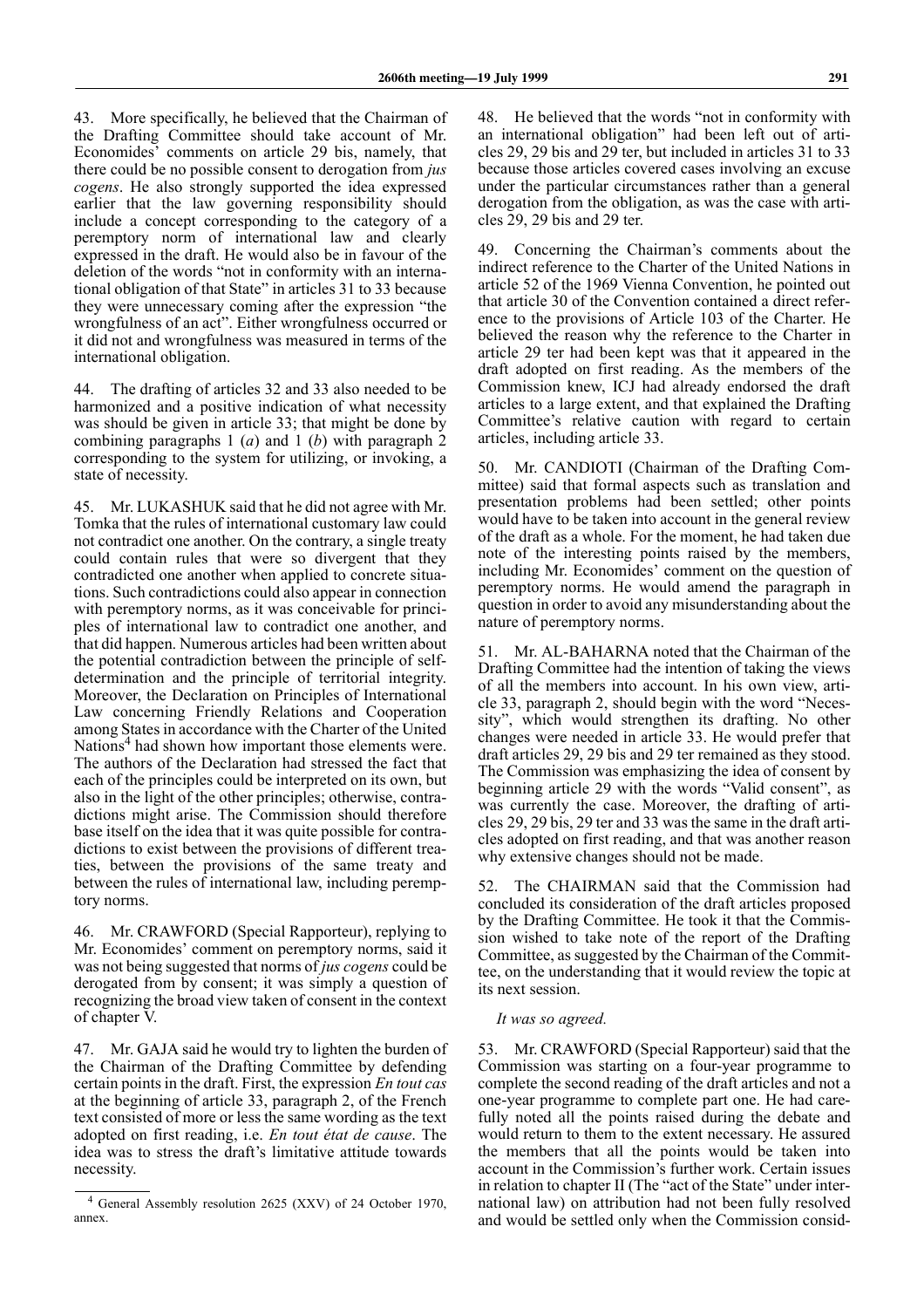43. More specifically, he believed that the Chairman of the Drafting Committee should take account of Mr. Economides' comments on article 29 bis, namely, that there could be no possible consent to derogation from *jus cogens*. He also strongly supported the idea expressed earlier that the law governing responsibility should include a concept corresponding to the category of a peremptory norm of international law and clearly expressed in the draft. He would also be in favour of the deletion of the words "not in conformity with an international obligation of that State" in articles 31 to 33 because they were unnecessary coming after the expression "the wrongfulness of an act". Either wrongfulness occurred or it did not and wrongfulness was measured in terms of the international obligation.

44. The drafting of articles 32 and 33 also needed to be harmonized and a positive indication of what necessity was should be given in article 33; that might be done by combining paragraphs 1 (*a*) and 1 (*b*) with paragraph 2 corresponding to the system for utilizing, or invoking, a state of necessity.

45. Mr. LUKASHUK said that he did not agree with Mr. Tomka that the rules of international customary law could not contradict one another. On the contrary, a single treaty could contain rules that were so divergent that they contradicted one another when applied to concrete situations. Such contradictions could also appear in connection with peremptory norms, as it was conceivable for principles of international law to contradict one another, and that did happen. Numerous articles had been written about the potential contradiction between the principle of self-determination and the principle of territorial integrity. Moreover, the Declaration on Principles of International Law concerning Friendly Relations and Cooperation among States in accordance with the Charter of the United Nations[4] had shown how important those elements were. The authors of the Declaration had stressed the fact that each of the principles could be interpreted on its own, but also in the light of the other principles; otherwise, contradictions might arise. The Commission should therefore base itself on the idea that it was quite possible for contradictions to exist between the provisions of different treaties, between the provisions of the same treaty and between the rules of international law, including peremptory norms.

46. Mr. CRAWFORD (Special Rapporteur), replying to Mr. Economides' comment on peremptory norms, said it was not being suggested that norms of *jus cogens* could be derogated from by consent; it was simply a question of recognizing the broad view taken of consent in the context of chapter V.

47. Mr. GAJA said he would try to lighten the burden of the Chairman of the Drafting Committee by defending certain points in the draft. First, the expression *En tout cas* at the beginning of article 33, paragraph 2, of the French text consisted of more or less the same wording as the text adopted on first reading, i.e. *En tout état de cause*. The idea was to stress the draft's limitative attitude towards necessity.

48. He believed that the words "not in conformity with an international obligation" had been left out of articles 29, 29 bis and 29 ter, but included in articles 31 to 33 because those articles covered cases involving an excuse under the particular circumstances rather than a general derogation from the obligation, as was the case with articles 29, 29 bis and 29 ter.

49. Concerning the Chairman's comments about the indirect reference to the Charter of the United Nations in article 52 of the 1969 Vienna Convention, he pointed out that article 30 of the Convention contained a direct reference to the provisions of Article 103 of the Charter. He believed the reason why the reference to the Charter in article 29 ter had been kept was that it appeared in the draft adopted on first reading. As the members of the Commission knew, ICJ had already endorsed the draft articles to a large extent, and that explained the Drafting Committee's relative caution with regard to certain articles, including article 33.

50. Mr. CANDIOTI (Chairman of the Drafting Committee) said that formal aspects such as translation and presentation problems had been settled; other points would have to be taken into account in the general review of the draft as a whole. For the moment, he had taken due note of the interesting points raised by the members, including Mr. Economides' comment on the question of peremptory norms. He would amend the paragraph in question in order to avoid any misunderstanding about the nature of peremptory norms.

51. Mr. AL-BAHARNA noted that the Chairman of the Drafting Committee had the intention of taking the views of all the members into account. In his own view, article 33, paragraph 2, should begin with the word "Necessity", which would strengthen its drafting. No other changes were needed in article 33. He would prefer that draft articles 29, 29 bis and 29 ter remained as they stood. The Commission was emphasizing the idea of consent by beginning article 29 with the words "Valid consent", as was currently the case. Moreover, the drafting of articles 29, 29 bis, 29 ter and 33 was the same in the draft articles adopted on first reading, and that was another reason why extensive changes should not be made.

52. The CHAIRMAN said that the Commission had concluded its consideration of the draft articles proposed by the Drafting Committee. He took it that the Commission wished to take note of the report of the Drafting Committee, as suggested by the Chairman of the Committee, on the understanding that it would review the topic at its next session.

*It was so agreed.*

53. Mr. CRAWFORD (Special Rapporteur) said that the Commission was starting on a four-year programme to complete the second reading of the draft articles and not a one-year programme to complete part one. He had carefully noted all the points raised during the debate and would return to them to the extent necessary. He assured the members that all the points would be taken into account in the Commission's further work. Certain issues in relation to chapter II (The "act of the State" under international law) on attribution had not been fully resolved and would be settled only when the Commission consid-

[4] General Assembly resolution 2625 (XXV) of 24 October 1970, annex.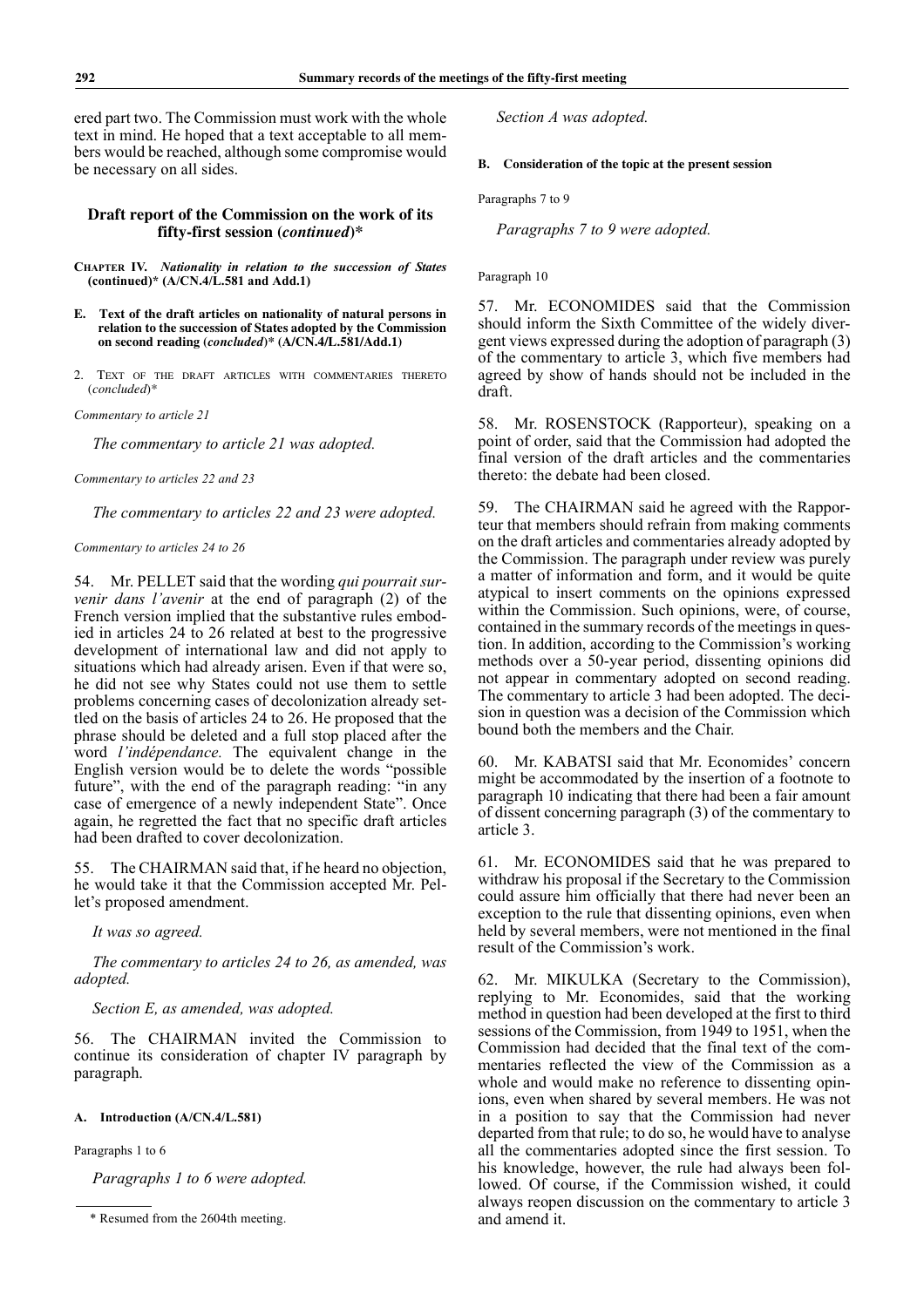ered part two. The Commission must work with the whole text in mind. He hoped that a text acceptable to all members would be reached, although some compromise would be necessary on all sides.

## Draft report of the Commission on the work of its fifty-first session (*continued*)*

**CHAPTER IV.** ***Nationality in relation to the succession of States*** **(continued)\* (A/CN.4/L.581 and Add.1)**

**E. Text of the draft articles on nationality of natural persons in relation to the succession of States adopted by the Commission on second reading (*concluded*)\* (A/CN.4/L.581/Add.1)**

2. TEXT OF THE DRAFT ARTICLES WITH COMMENTARIES THERETO (*concluded*)*

*Commentary to article 21*

*The commentary to article 21 was adopted.*

*Commentary to articles 22 and 23*

*The commentary to articles 22 and 23 were adopted.*

*Commentary to articles 24 to 26*

54. Mr. PELLET said that the wording *qui pourrait survenir dans l'avenir* at the end of paragraph (2) of the French version implied that the substantive rules embodied in articles 24 to 26 related at best to the progressive development of international law and did not apply to situations which had already arisen. Even if that were so, he did not see why States could not use them to settle problems concerning cases of decolonization already settled on the basis of articles 24 to 26. He proposed that the phrase should be deleted and a full stop placed after the word *l'indépendance.* The equivalent change in the English version would be to delete the words "possible future", with the end of the paragraph reading: "in any case of emergence of a newly independent State". Once again, he regretted the fact that no specific draft articles had been drafted to cover decolonization.

55. The CHAIRMAN said that, if he heard no objection, he would take it that the Commission accepted Mr. Pellet's proposed amendment.

*It was so agreed.*

*The commentary to articles 24 to 26, as amended, was adopted.*

*Section E, as amended, was adopted.*

56. The CHAIRMAN invited the Commission to continue its consideration of chapter IV paragraph by paragraph.

**A. Introduction (A/CN.4/L.581)**

Paragraphs 1 to 6

*Paragraphs 1 to 6 were adopted.*

*Section A was adopted.*

**B. Consideration of the topic at the present session**

Paragraphs 7 to 9

*Paragraphs 7 to 9 were adopted.*

Paragraph 10

57. Mr. ECONOMIDES said that the Commission should inform the Sixth Committee of the widely divergent views expressed during the adoption of paragraph (3) of the commentary to article 3, which five members had agreed by show of hands should not be included in the draft.

58. Mr. ROSENSTOCK (Rapporteur), speaking on a point of order, said that the Commission had adopted the final version of the draft articles and the commentaries thereto: the debate had been closed.

59. The CHAIRMAN said he agreed with the Rapporteur that members should refrain from making comments on the draft articles and commentaries already adopted by the Commission. The paragraph under review was purely a matter of information and form, and it would be quite atypical to insert comments on the opinions expressed within the Commission. Such opinions, were, of course, contained in the summary records of the meetings in question. In addition, according to the Commission's working methods over a 50-year period, dissenting opinions did not appear in commentary adopted on second reading. The commentary to article 3 had been adopted. The decision in question was a decision of the Commission which bound both the members and the Chair.

60. Mr. KABATSI said that Mr. Economides' concern might be accommodated by the insertion of a footnote to paragraph 10 indicating that there had been a fair amount of dissent concerning paragraph (3) of the commentary to article 3.

61. Mr. ECONOMIDES said that he was prepared to withdraw his proposal if the Secretary to the Commission could assure him officially that there had never been an exception to the rule that dissenting opinions, even when held by several members, were not mentioned in the final result of the Commission's work.

62. Mr. MIKULKA (Secretary to the Commission), replying to Mr. Economides, said that the working method in question had been developed at the first to third sessions of the Commission, from 1949 to 1951, when the Commission had decided that the final text of the commentaries reflected the view of the Commission as a whole and would make no reference to dissenting opinions, even when shared by several members. He was not in a position to say that the Commission had never departed from that rule; to do so, he would have to analyse all the commentaries adopted since the first session. To his knowledge, however, the rule had always been followed. Of course, if the Commission wished, it could always reopen discussion on the commentary to article 3 and amend it.

\* Resumed from the 2604th meeting.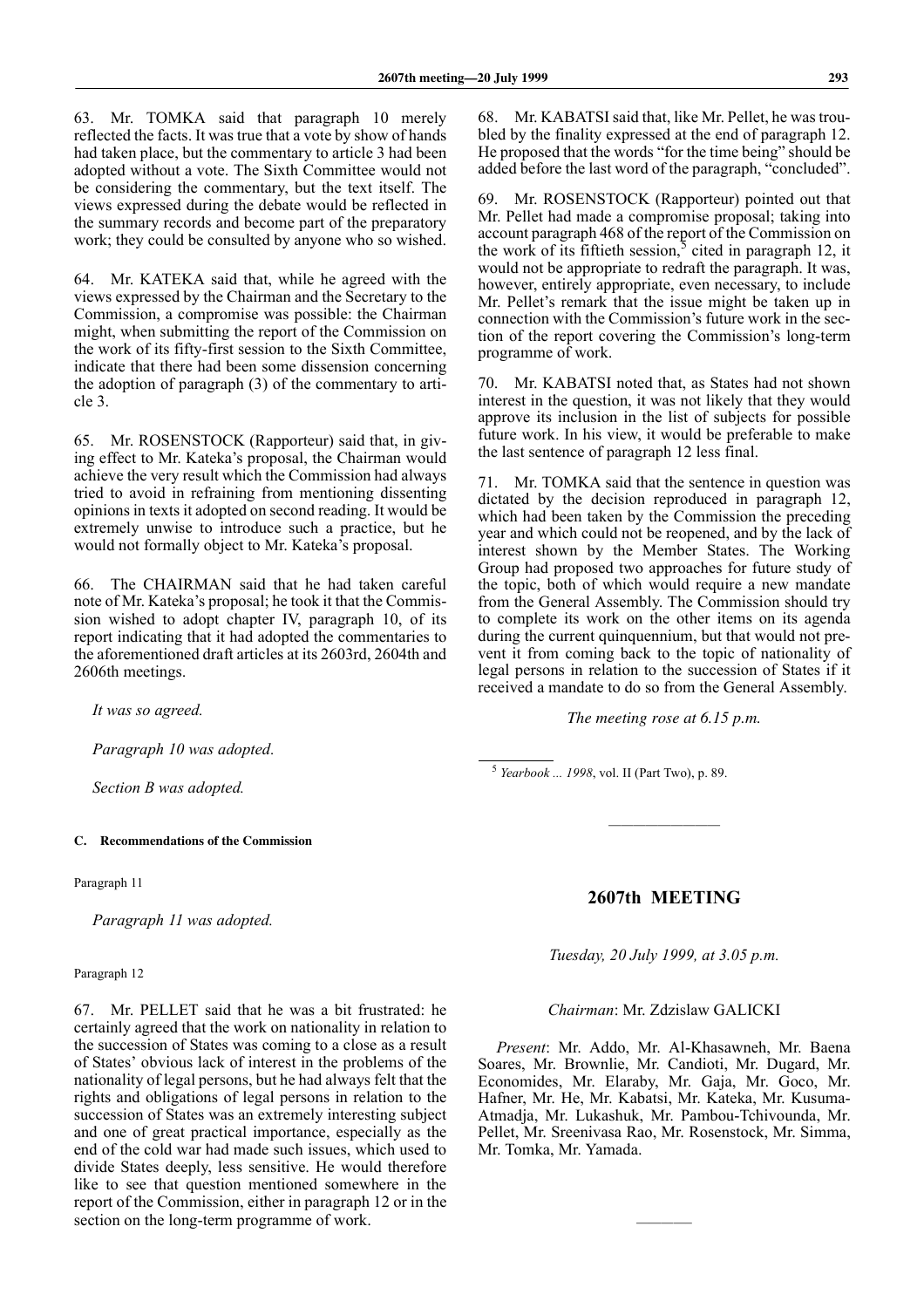63. Mr. TOMKA said that paragraph 10 merely reflected the facts. It was true that a vote by show of hands had taken place, but the commentary to article 3 had been adopted without a vote. The Sixth Committee would not be considering the commentary, but the text itself. The views expressed during the debate would be reflected in the summary records and become part of the preparatory work; they could be consulted by anyone who so wished.

64. Mr. KATEKA said that, while he agreed with the views expressed by the Chairman and the Secretary to the Commission, a compromise was possible: the Chairman might, when submitting the report of the Commission on the work of its fifty-first session to the Sixth Committee, indicate that there had been some dissension concerning the adoption of paragraph (3) of the commentary to article 3.

65. Mr. ROSENSTOCK (Rapporteur) said that, in giving effect to Mr. Kateka's proposal, the Chairman would achieve the very result which the Commission had always tried to avoid in refraining from mentioning dissenting opinions in texts it adopted on second reading. It would be extremely unwise to introduce such a practice, but he would not formally object to Mr. Kateka's proposal.

66. The CHAIRMAN said that he had taken careful note of Mr. Kateka's proposal; he took it that the Commission wished to adopt chapter IV, paragraph 10, of its report indicating that it had adopted the commentaries to the aforementioned draft articles at its 2603rd, 2604th and 2606th meetings.

*It was so agreed.*

*Paragraph 10 was adopted.*

*Section B was adopted.*

#### C. Recommendations of the Commission

Paragraph 11

*Paragraph 11 was adopted.*

Paragraph 12

67. Mr. PELLET said that he was a bit frustrated: he certainly agreed that the work on nationality in relation to the succession of States was coming to a close as a result of States' obvious lack of interest in the problems of the nationality of legal persons, but he had always felt that the rights and obligations of legal persons in relation to the succession of States was an extremely interesting subject and one of great practical importance, especially as the end of the cold war had made such issues, which used to divide States deeply, less sensitive. He would therefore like to see that question mentioned somewhere in the report of the Commission, either in paragraph 12 or in the section on the long-term programme of work.

68. Mr. KABATSI said that, like Mr. Pellet, he was troubled by the finality expressed at the end of paragraph 12. He proposed that the words "for the time being" should be added before the last word of the paragraph, "concluded".

69. Mr. ROSENSTOCK (Rapporteur) pointed out that Mr. Pellet had made a compromise proposal; taking into account paragraph 468 of the report of the Commission on the work of its fiftieth session,[5] cited in paragraph 12, it would not be appropriate to redraft the paragraph. It was, however, entirely appropriate, even necessary, to include Mr. Pellet's remark that the issue might be taken up in connection with the Commission's future work in the section of the report covering the Commission's long-term programme of work.

70. Mr. KABATSI noted that, as States had not shown interest in the question, it was not likely that they would approve its inclusion in the list of subjects for possible future work. In his view, it would be preferable to make the last sentence of paragraph 12 less final.

71. Mr. TOMKA said that the sentence in question was dictated by the decision reproduced in paragraph 12, which had been taken by the Commission the preceding year and which could not be reopened, and by the lack of interest shown by the Member States. The Working Group had proposed two approaches for future study of the topic, both of which would require a new mandate from the General Assembly. The Commission should try to complete its work on the other items on its agenda during the current quinquennium, but that would not prevent it from coming back to the topic of nationality of legal persons in relation to the succession of States if it received a mandate to do so from the General Assembly.

*The meeting rose at 6.15 p.m.*

[5] *Yearbook ... 1998*, vol. II (Part Two), p. 89.

---

## 2607th MEETING

*Tuesday, 20 July 1999, at 3.05 p.m.*

*Chairman*: Mr. Zdzislaw GALICKI

*Present*: Mr. Addo, Mr. Al-Khasawneh, Mr. Baena Soares, Mr. Brownlie, Mr. Candioti, Mr. Dugard, Mr. Economides, Mr. Elaraby, Mr. Gaja, Mr. Goco, Mr. Hafner, Mr. He, Mr. Kabatsi, Mr. Kateka, Mr. Kusuma-Atmadja, Mr. Lukashuk, Mr. Pambou-Tchivounda, Mr. Pellet, Mr. Sreenivasa Rao, Mr. Rosenstock, Mr. Simma, Mr. Tomka, Mr. Yamada.